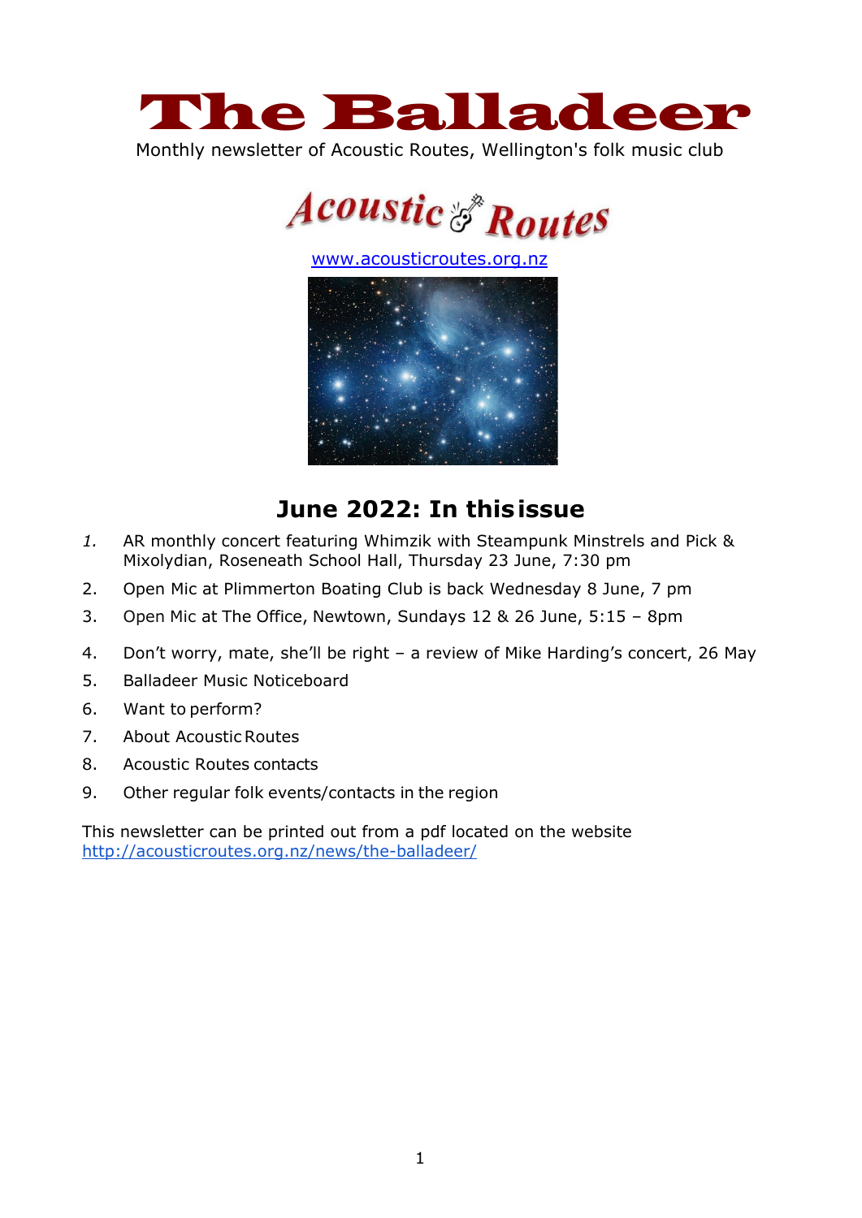# The Balladeer

Monthly newsletter of Acoustic Routes, Wellington's folk music club

Acoustic Routes

www.acousticroutes.org.nz

## June 2022: In this issue

1. AR monthly concert featuring Whimzik with Steampunk Minstrels and Pick & Mixolydian, Roseneath School Hall, Thursday 23 June, 7:30 pm
2. Open Mic at Plimmerton Boating Club is back Wednesday 8 June, 7 pm
3. Open Mic at The Office, Newtown, Sundays 12 & 26 June, 5:15 – 8pm
4. Don't worry, mate, she'll be right – a review of Mike Harding's concert, 26 May
5. Balladeer Music Noticeboard
6. Want to perform?
7. About Acoustic Routes
8. Acoustic Routes contacts
9. Other regular folk events/contacts in the region

This newsletter can be printed out from a pdf located on the website http://acousticroutes.org.nz/news/the-balladeer/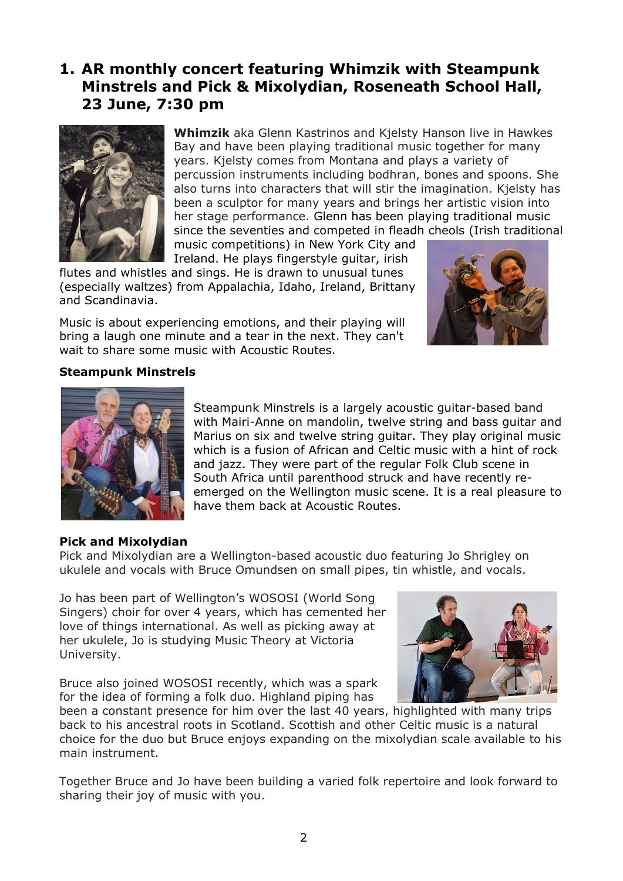## 1. AR monthly concert featuring Whimzik with Steampunk Minstrels and Pick & Mixolydian, Roseneath School Hall, 23 June, 7:30 pm

**Whimzik** aka Glenn Kastrinos and Kjelsty Hanson live in Hawkes Bay and have been playing traditional music together for many years. Kjelsty comes from Montana and plays a variety of percussion instruments including bodhran, bones and spoons. She also turns into characters that will stir the imagination. Kjelsty has been a sculptor for many years and brings her artistic vision into her stage performance. Glenn has been playing traditional music since the seventies and competed in fleadh cheols (Irish traditional music competitions) in New York City and Ireland. He plays fingerstyle guitar, irish flutes and whistles and sings. He is drawn to unusual tunes (especially waltzes) from Appalachia, Idaho, Ireland, Brittany and Scandinavia.

Music is about experiencing emotions, and their playing will bring a laugh one minute and a tear in the next. They can't wait to share some music with Acoustic Routes.

**Steampunk Minstrels**

Steampunk Minstrels is a largely acoustic guitar-based band with Mairi-Anne on mandolin, twelve string and bass guitar and Marius on six and twelve string guitar. They play original music which is a fusion of African and Celtic music with a hint of rock and jazz. They were part of the regular Folk Club scene in South Africa until parenthood struck and have recently re-emerged on the Wellington music scene. It is a real pleasure to have them back at Acoustic Routes.

**Pick and Mixolydian**

Pick and Mixolydian are a Wellington-based acoustic duo featuring Jo Shrigley on ukulele and vocals with Bruce Omundsen on small pipes, tin whistle, and vocals.

Jo has been part of Wellington's WOSOSI (World Song Singers) choir for over 4 years, which has cemented her love of things international. As well as picking away at her ukulele, Jo is studying Music Theory at Victoria University.

Bruce also joined WOSOSI recently, which was a spark for the idea of forming a folk duo. Highland piping has been a constant presence for him over the last 40 years, highlighted with many trips back to his ancestral roots in Scotland. Scottish and other Celtic music is a natural choice for the duo but Bruce enjoys expanding on the mixolydian scale available to his main instrument.

Together Bruce and Jo have been building a varied folk repertoire and look forward to sharing their joy of music with you.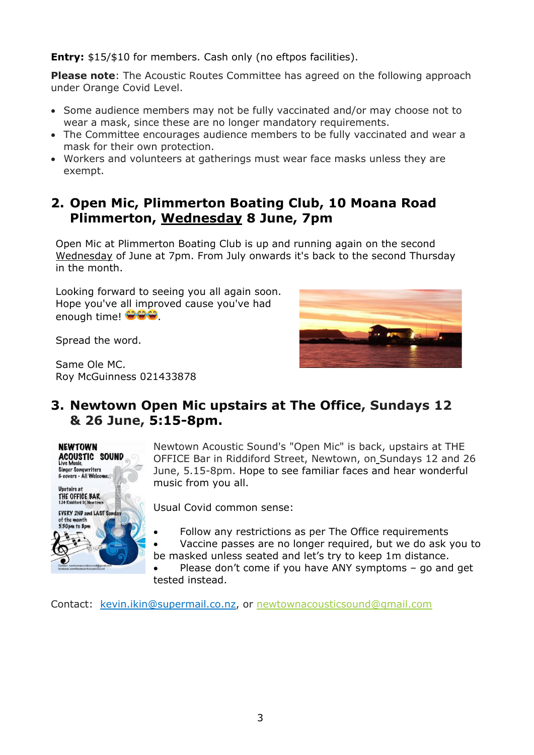**Entry:** $15/$10 for members. Cash only (no eftpos facilities).

**Please note**: The Acoustic Routes Committee has agreed on the following approach under Orange Covid Level.

- Some audience members may not be fully vaccinated and/or may choose not to wear a mask, since these are no longer mandatory requirements.
- The Committee encourages audience members to be fully vaccinated and wear a mask for their own protection.
- Workers and volunteers at gatherings must wear face masks unless they are exempt.

## 2. Open Mic, Plimmerton Boating Club, 10 Moana Road Plimmerton, Wednesday 8 June, 7pm

Open Mic at Plimmerton Boating Club is up and running again on the second Wednesday of June at 7pm. From July onwards it's back to the second Thursday in the month.

Looking forward to seeing you all again soon. Hope you've all improved cause you've had enough time! 😂😂😂.

Spread the word.

Same Ole MC.
Roy McGuinness 021433878

## 3. Newtown Open Mic upstairs at The Office, Sundays 12 & 26 June, 5:15-8pm.

Newtown Acoustic Sound's "Open Mic" is back, upstairs at THE OFFICE Bar in Riddiford Street, Newtown, on Sundays 12 and 26 June, 5.15-8pm. Hope to see familiar faces and hear wonderful music from you all.

Usual Covid common sense:

- Follow any restrictions as per The Office requirements
- Vaccine passes are no longer required, but we do ask you to be masked unless seated and let's try to keep 1m distance.
- Please don't come if you have ANY symptoms – go and get tested instead.

Contact: kevin.ikin@supermail.co.nz, or newtownacousticsound@gmail.com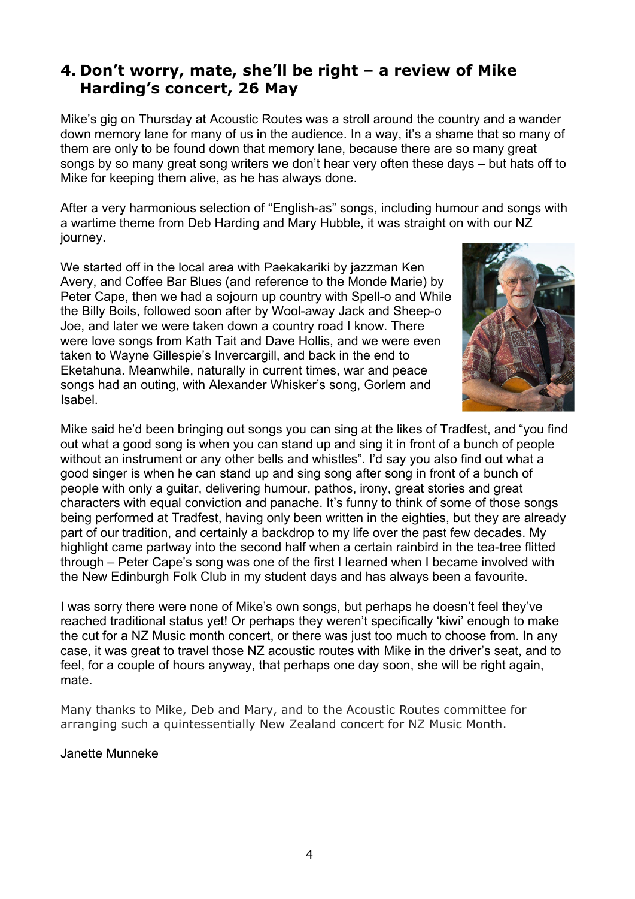## 4. Don’t worry, mate, she’ll be right – a review of Mike Harding’s concert, 26 May

Mike’s gig on Thursday at Acoustic Routes was a stroll around the country and a wander down memory lane for many of us in the audience. In a way, it’s a shame that so many of them are only to be found down that memory lane, because there are so many great songs by so many great song writers we don’t hear very often these days – but hats off to Mike for keeping them alive, as he has always done.

After a very harmonious selection of “English-as” songs, including humour and songs with a wartime theme from Deb Harding and Mary Hubble, it was straight on with our NZ journey.

We started off in the local area with Paekakariki by jazzman Ken Avery, and Coffee Bar Blues (and reference to the Monde Marie) by Peter Cape, then we had a sojourn up country with Spell-o and While the Billy Boils, followed soon after by Wool-away Jack and Sheep-o Joe, and later we were taken down a country road I know. There were love songs from Kath Tait and Dave Hollis, and we were even taken to Wayne Gillespie’s Invercargill, and back in the end to Eketahuna. Meanwhile, naturally in current times, war and peace songs had an outing, with Alexander Whisker’s song, Gorlem and Isabel.

Mike said he’d been bringing out songs you can sing at the likes of Tradfest, and “you find out what a good song is when you can stand up and sing it in front of a bunch of people without an instrument or any other bells and whistles”. I’d say you also find out what a good singer is when he can stand up and sing song after song in front of a bunch of people with only a guitar, delivering humour, pathos, irony, great stories and great characters with equal conviction and panache. It’s funny to think of some of those songs being performed at Tradfest, having only been written in the eighties, but they are already part of our tradition, and certainly a backdrop to my life over the past few decades. My highlight came partway into the second half when a certain rainbird in the tea-tree flitted through – Peter Cape’s song was one of the first I learned when I became involved with the New Edinburgh Folk Club in my student days and has always been a favourite.

I was sorry there were none of Mike’s own songs, but perhaps he doesn’t feel they’ve reached traditional status yet! Or perhaps they weren’t specifically ‘kiwi’ enough to make the cut for a NZ Music month concert, or there was just too much to choose from. In any case, it was great to travel those NZ acoustic routes with Mike in the driver’s seat, and to feel, for a couple of hours anyway, that perhaps one day soon, she will be right again, mate.

Many thanks to Mike, Deb and Mary, and to the Acoustic Routes committee for arranging such a quintessentially New Zealand concert for NZ Music Month.

Janette Munneke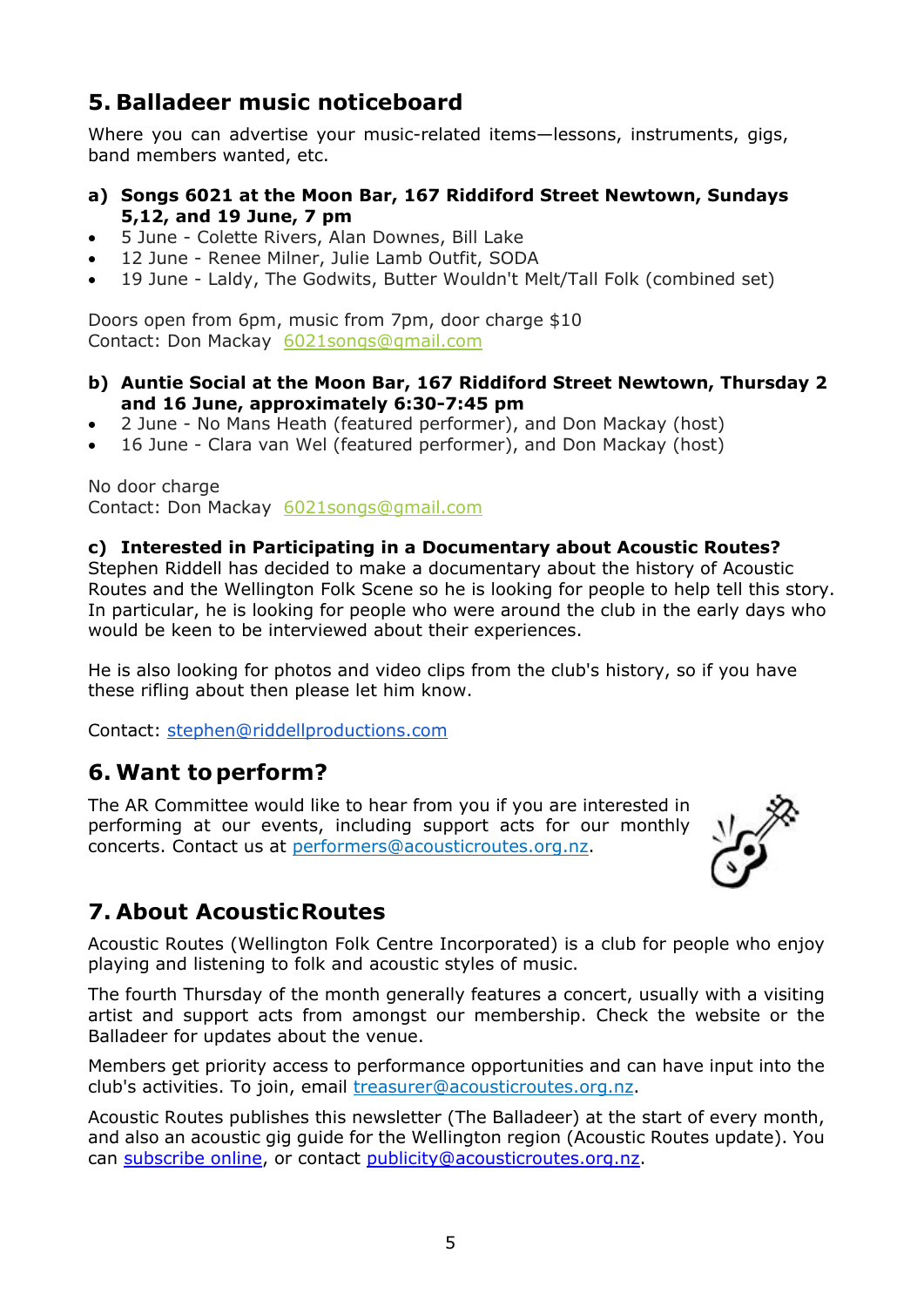## 5. Balladeer music noticeboard

Where you can advertise your music-related items—lessons, instruments, gigs, band members wanted, etc.

**a) Songs 6021 at the Moon Bar, 167 Riddiford Street Newtown, Sundays 5,12, and 19 June, 7 pm**

- 5 June - Colette Rivers, Alan Downes, Bill Lake
- 12 June - Renee Milner, Julie Lamb Outfit, SODA
- 19 June - Laldy, The Godwits, Butter Wouldn't Melt/Tall Folk (combined set)

Doors open from 6pm, music from 7pm, door charge $10
Contact: Don Mackay 6021songs@gmail.com

**b) Auntie Social at the Moon Bar, 167 Riddiford Street Newtown, Thursday 2 and 16 June, approximately 6:30-7:45 pm**

- 2 June - No Mans Heath (featured performer), and Don Mackay (host)
- 16 June - Clara van Wel (featured performer), and Don Mackay (host)

No door charge
Contact: Don Mackay 6021songs@gmail.com

**c) Interested in Participating in a Documentary about Acoustic Routes?**
Stephen Riddell has decided to make a documentary about the history of Acoustic Routes and the Wellington Folk Scene so he is looking for people to help tell this story. In particular, he is looking for people who were around the club in the early days who would be keen to be interviewed about their experiences.

He is also looking for photos and video clips from the club's history, so if you have these rifling about then please let him know.

Contact: stephen@riddellproductions.com

## 6. Want to perform?

The AR Committee would like to hear from you if you are interested in performing at our events, including support acts for our monthly concerts. Contact us at performers@acousticroutes.org.nz.

## 7. About Acoustic Routes

Acoustic Routes (Wellington Folk Centre Incorporated) is a club for people who enjoy playing and listening to folk and acoustic styles of music.

The fourth Thursday of the month generally features a concert, usually with a visiting artist and support acts from amongst our membership. Check the website or the Balladeer for updates about the venue.

Members get priority access to performance opportunities and can have input into the club's activities. To join, email treasurer@acousticroutes.org.nz.

Acoustic Routes publishes this newsletter (The Balladeer) at the start of every month, and also an acoustic gig guide for the Wellington region (Acoustic Routes update). You can subscribe online, or contact publicity@acousticroutes.org.nz.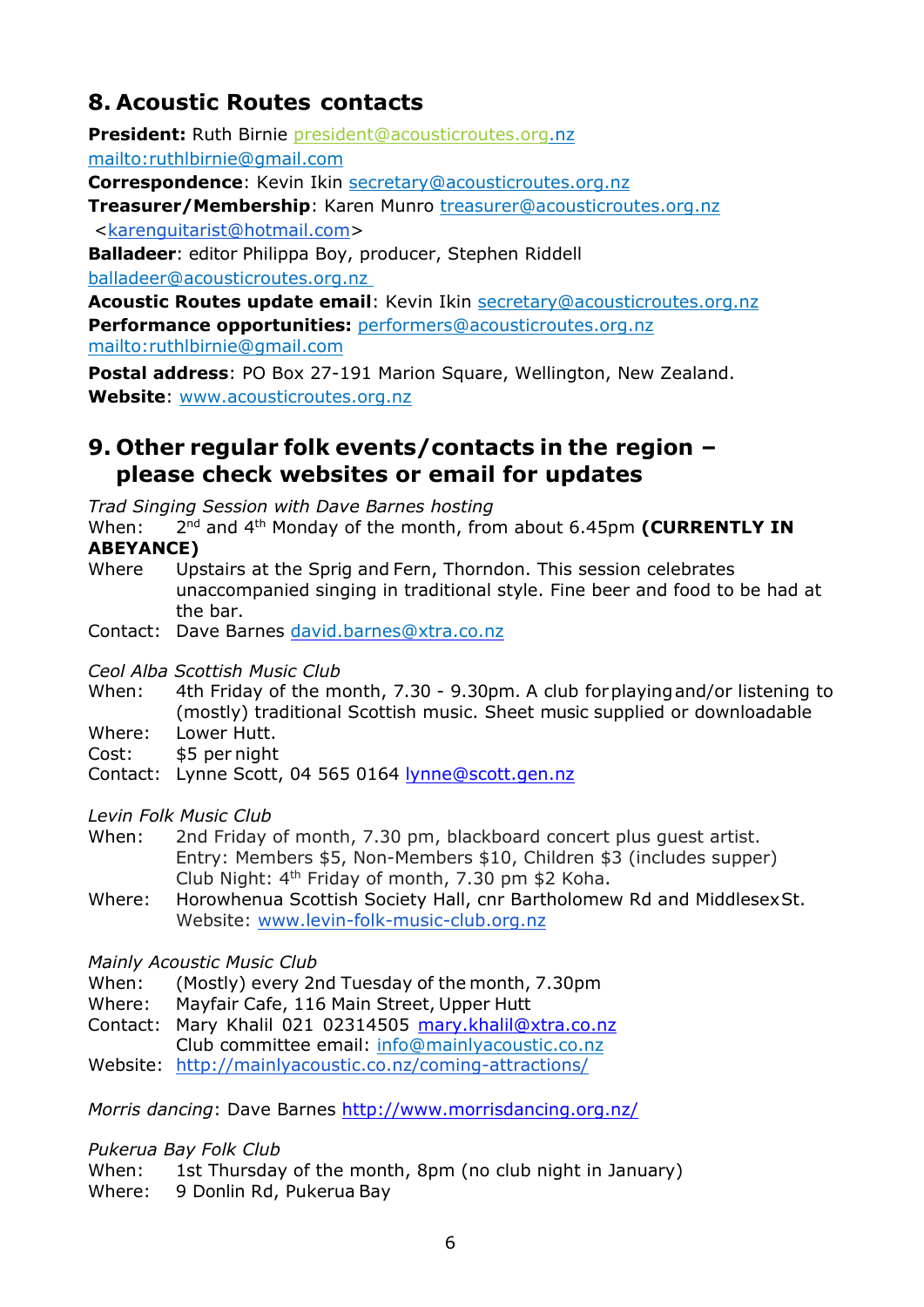## 8. Acoustic Routes contacts

**President:** Ruth Birnie president@acousticroutes.org.nz
mailto:ruthlbirnie@gmail.com
**Correspondence**: Kevin Ikin secretary@acousticroutes.org.nz
**Treasurer/Membership**: Karen Munro treasurer@acousticroutes.org.nz
<karenguitarist@hotmail.com>
**Balladeer**: editor Philippa Boy, producer, Stephen Riddell
balladeer@acousticroutes.org.nz
**Acoustic Routes update email**: Kevin Ikin secretary@acousticroutes.org.nz
**Performance opportunities:** performers@acousticroutes.org.nz
mailto:ruthlbirnie@gmail.com
**Postal address**: PO Box 27-191 Marion Square, Wellington, New Zealand.
**Website**: www.acousticroutes.org.nz

## 9. Other regular folk events/contacts in the region – please check websites or email for updates

*Trad Singing Session with Dave Barnes hosting*
When: 2nd and 4th Monday of the month, from about 6.45pm **(CURRENTLY IN ABEYANCE)**
Where Upstairs at the Sprig and Fern, Thorndon. This session celebrates unaccompanied singing in traditional style. Fine beer and food to be had at the bar.
Contact: Dave Barnes david.barnes@xtra.co.nz

*Ceol Alba Scottish Music Club*
When: 4th Friday of the month, 7.30 - 9.30pm. A club for playing and/or listening to (mostly) traditional Scottish music. Sheet music supplied or downloadable
Where: Lower Hutt.
Cost: $5 per night
Contact: Lynne Scott, 04 565 0164 lynne@scott.gen.nz

*Levin Folk Music Club*
When: 2nd Friday of month, 7.30 pm, blackboard concert plus guest artist. Entry: Members $5, Non-Members $10, Children $3 (includes supper) Club Night: 4th Friday of month, 7.30 pm $2 Koha.
Where: Horowhenua Scottish Society Hall, cnr Bartholomew Rd and Middlesex St. Website: www.levin-folk-music-club.org.nz

*Mainly Acoustic Music Club*
When: (Mostly) every 2nd Tuesday of the month, 7.30pm
Where: Mayfair Cafe, 116 Main Street, Upper Hutt
Contact: Mary Khalil 021 02314505 mary.khalil@xtra.co.nz
Club committee email: info@mainlyacoustic.co.nz
Website: http://mainlyacoustic.co.nz/coming-attractions/

*Morris dancing*: Dave Barnes http://www.morrisdancing.org.nz/

*Pukerua Bay Folk Club*
When: 1st Thursday of the month, 8pm (no club night in January)
Where: 9 Donlin Rd, Pukerua Bay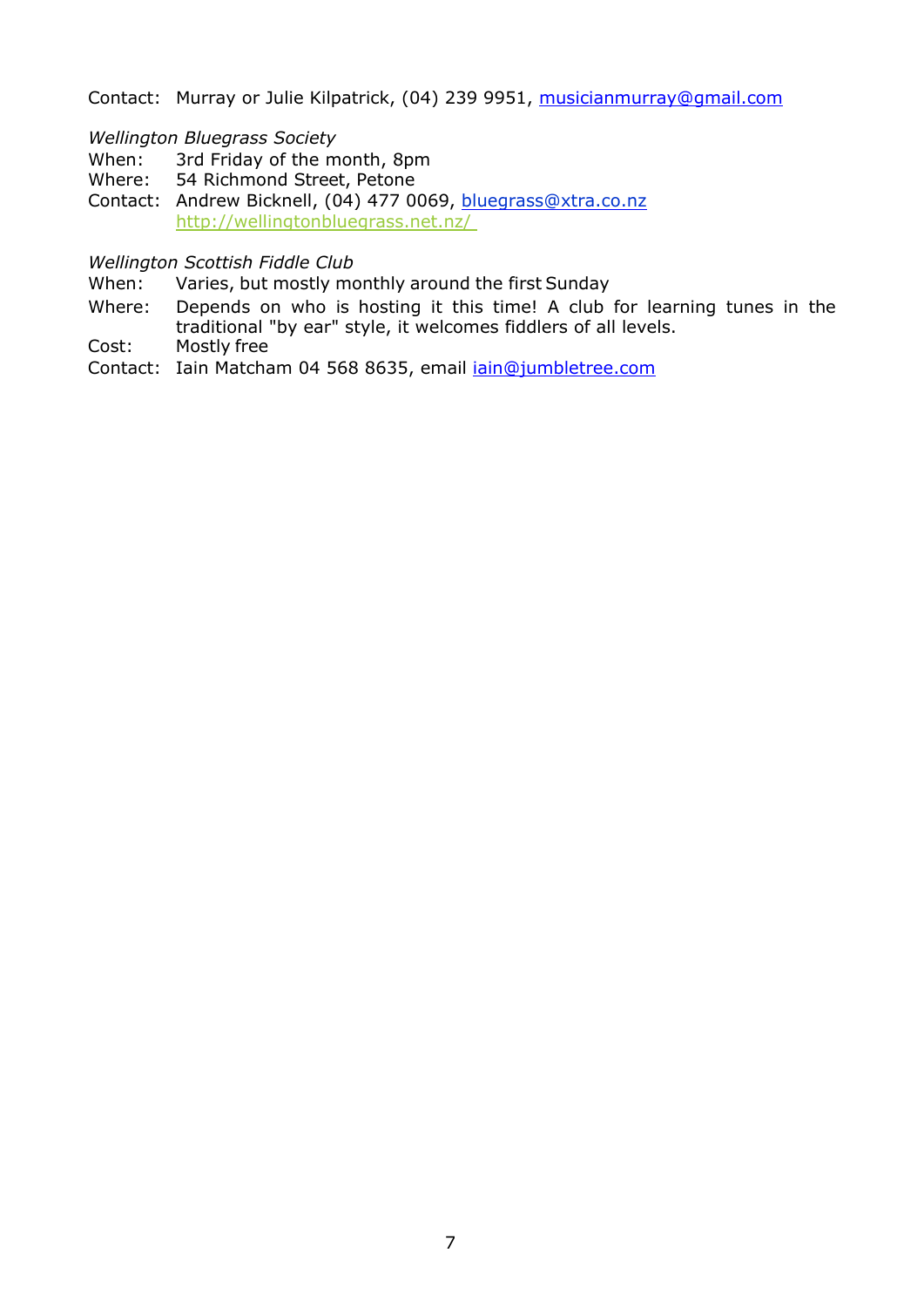Contact: Murray or Julie Kilpatrick, (04) 239 9951, musicianmurray@gmail.com

*Wellington Bluegrass Society*

When: 3rd Friday of the month, 8pm
Where: 54 Richmond Street, Petone
Contact: Andrew Bicknell, (04) 477 0069, bluegrass@xtra.co.nz
http://wellingtonbluegrass.net.nz/

*Wellington Scottish Fiddle Club*

When: Varies, but mostly monthly around the first Sunday
Where: Depends on who is hosting it this time! A club for learning tunes in the traditional "by ear" style, it welcomes fiddlers of all levels.
Cost: Mostly free
Contact: Iain Matcham 04 568 8635, email iain@jumbletree.com